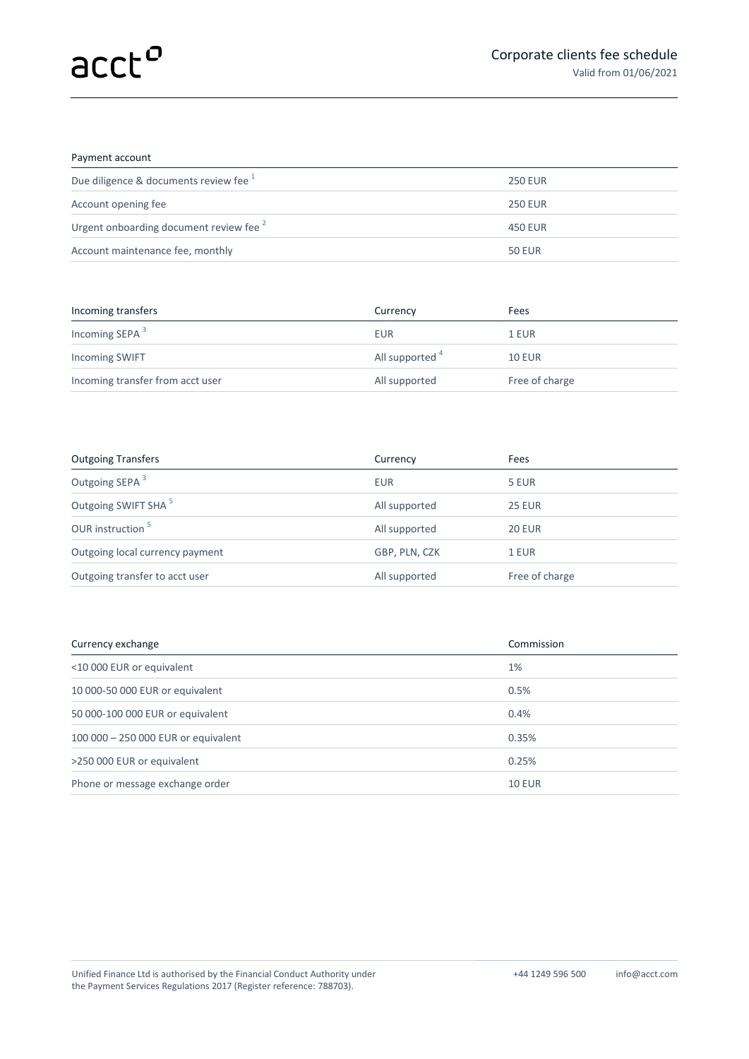acct

# Corporate clients fee schedule

Valid from 01/06/2021

| Payment account | |
|---|---|
| Due diligence & documents review fee [1] | 250 EUR |
| Account opening fee | 250 EUR |
| Urgent onboarding document review fee [2] | 450 EUR |
| Account maintenance fee, monthly | 50 EUR |

| Incoming transfers | Currency | Fees |
|---|---|---|
| Incoming SEPA [3] | EUR | 1 EUR |
| Incoming SWIFT | All supported [4] | 10 EUR |
| Incoming transfer from acct user | All supported | Free of charge |

| Outgoing Transfers | Currency | Fees |
|---|---|---|
| Outgoing SEPA [3] | EUR | 5 EUR |
| Outgoing SWIFT SHA [5] | All supported | 25 EUR |
| OUR instruction [5] | All supported | 20 EUR |
| Outgoing local currency payment | GBP, PLN, CZK | 1 EUR |
| Outgoing transfer to acct user | All supported | Free of charge |

| Currency exchange | Commission |
|---|---|
| <10 000 EUR or equivalent | 1% |
| 10 000-50 000 EUR or equivalent | 0.5% |
| 50 000-100 000 EUR or equivalent | 0.4% |
| 100 000 – 250 000 EUR or equivalent | 0.35% |
| >250 000 EUR or equivalent | 0.25% |
| Phone or message exchange order | 10 EUR |

Unified Finance Ltd is authorised by the Financial Conduct Authority under the Payment Services Regulations 2017 (Register reference: 788703).

+44 1249 596 500 info@acct.com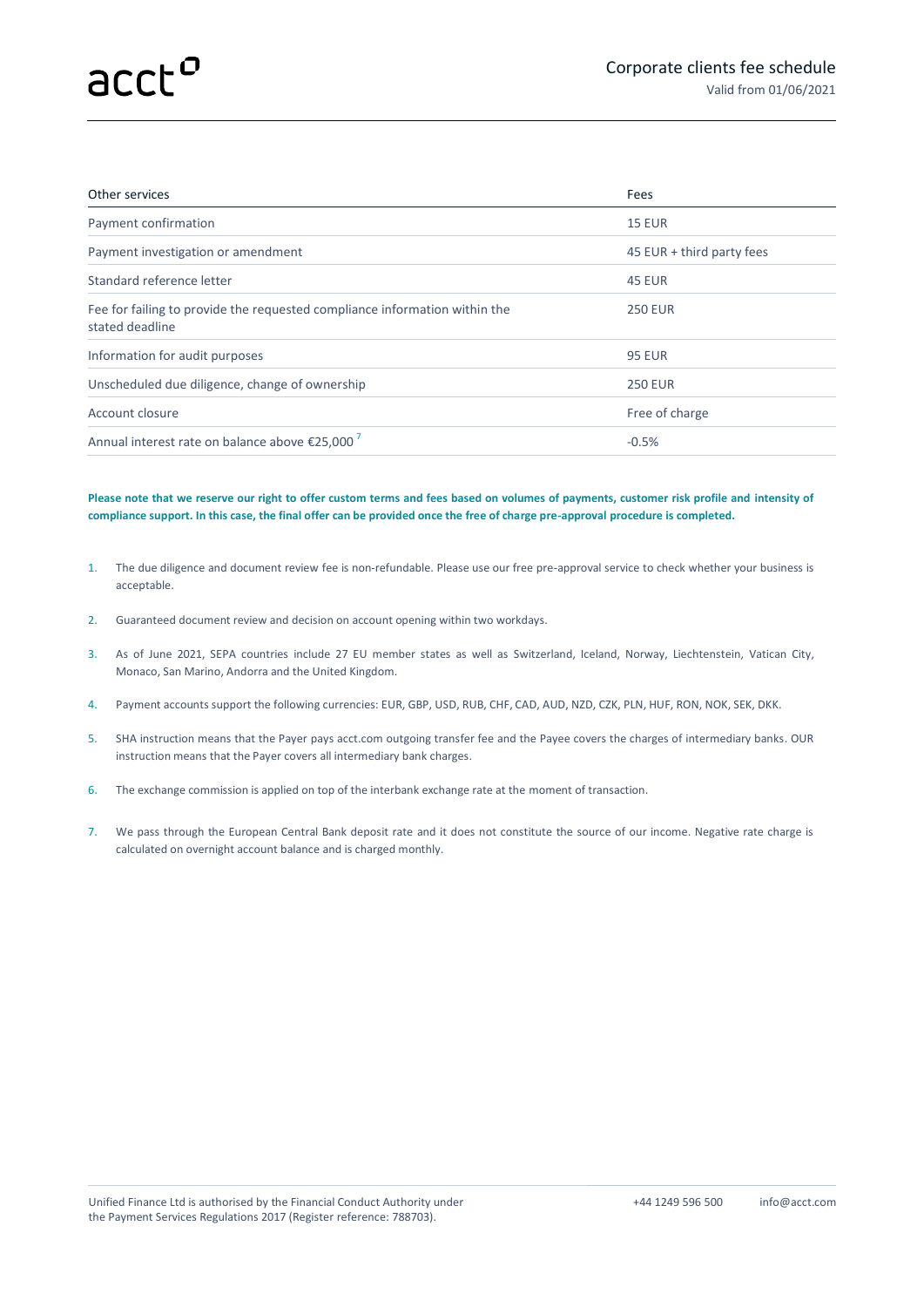| Other services | Fees |
|---|---|
| Payment confirmation | 15 EUR |
| Payment investigation or amendment | 45 EUR + third party fees |
| Standard reference letter | 45 EUR |
| Fee for failing to provide the requested compliance information within the stated deadline | 250 EUR |
| Information for audit purposes | 95 EUR |
| Unscheduled due diligence, change of ownership | 250 EUR |
| Account closure | Free of charge |
| Annual interest rate on balance above €25,000 [7] | -0.5% |

**Please note that we reserve our right to offer custom terms and fees based on volumes of payments, customer risk profile and intensity of compliance support. In this case, the final offer can be provided once the free of charge pre-approval procedure is completed.**

1. The due diligence and document review fee is non-refundable. Please use our free pre-approval service to check whether your business is acceptable.
2. Guaranteed document review and decision on account opening within two workdays.
3. As of June 2021, SEPA countries include 27 EU member states as well as Switzerland, Iceland, Norway, Liechtenstein, Vatican City, Monaco, San Marino, Andorra and the United Kingdom.
4. Payment accounts support the following currencies: EUR, GBP, USD, RUB, CHF, CAD, AUD, NZD, CZK, PLN, HUF, RON, NOK, SEK, DKK.
5. SHA instruction means that the Payer pays acct.com outgoing transfer fee and the Payee covers the charges of intermediary banks. OUR instruction means that the Payer covers all intermediary bank charges.
6. The exchange commission is applied on top of the interbank exchange rate at the moment of transaction.
7. We pass through the European Central Bank deposit rate and it does not constitute the source of our income. Negative rate charge is calculated on overnight account balance and is charged monthly.

Unified Finance Ltd is authorised by the Financial Conduct Authority under the Payment Services Regulations 2017 (Register reference: 788703).

+44 1249 596 500 info@acct.com